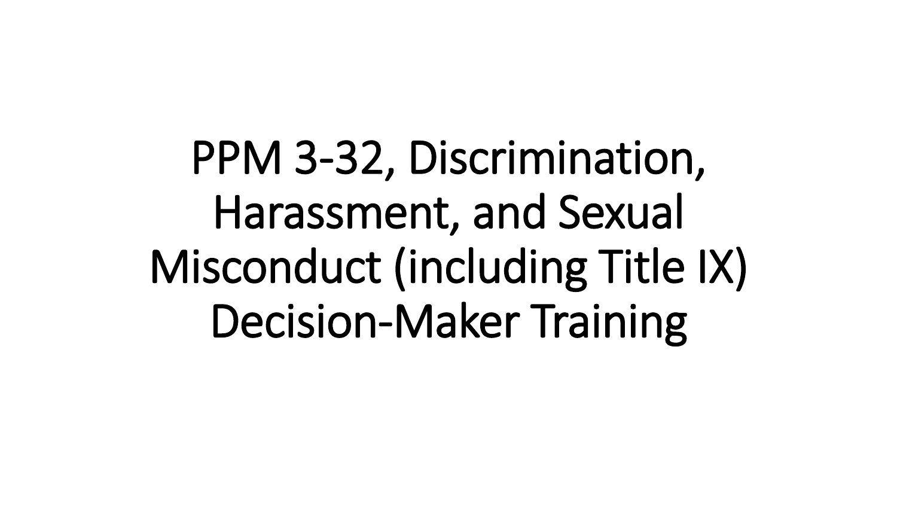# PPM 3-32, Discrimination, Harassment, and Sexual Misconduct (including Title IX) Decision-Maker Training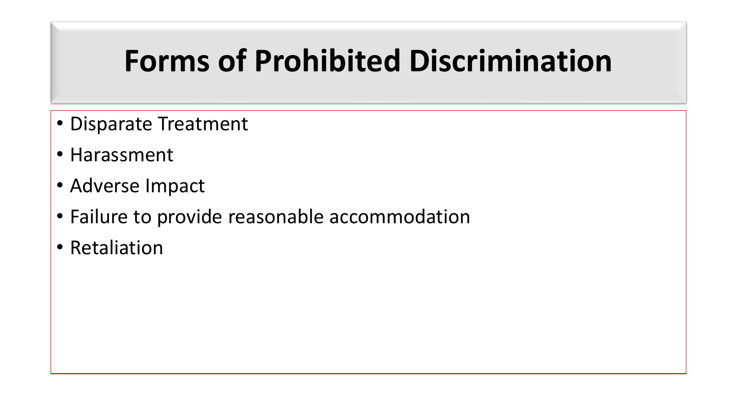# Forms of Prohibited Discrimination

- Disparate Treatment
- Harassment
- Adverse Impact
- Failure to provide reasonable accommodation
- Retaliation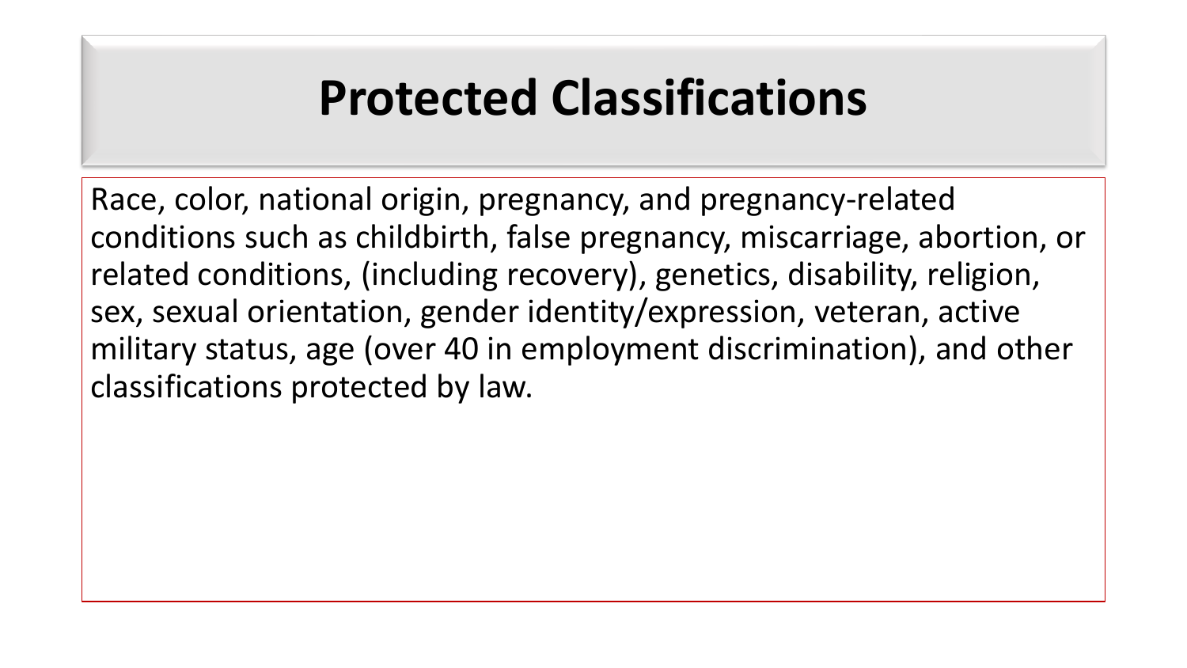# Protected Classifications

Race, color, national origin, pregnancy, and pregnancy-related conditions such as childbirth, false pregnancy, miscarriage, abortion, or related conditions, (including recovery), genetics, disability, religion, sex, sexual orientation, gender identity/expression, veteran, active military status, age (over 40 in employment discrimination), and other classifications protected by law.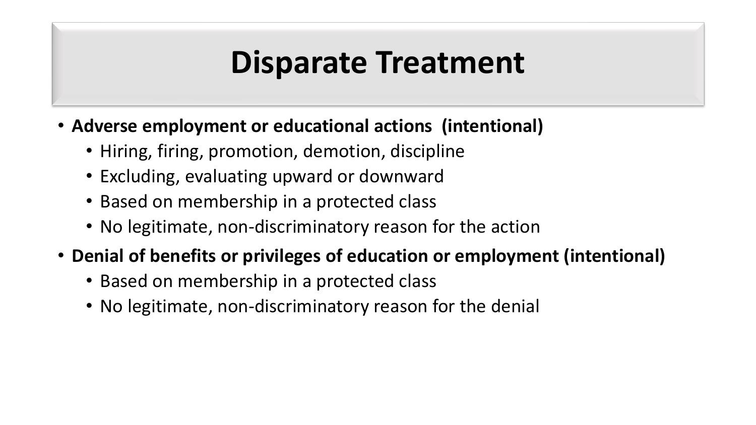# Disparate Treatment

- **Adverse employment or educational actions (intentional)**
  - Hiring, firing, promotion, demotion, discipline
  - Excluding, evaluating upward or downward
  - Based on membership in a protected class
  - No legitimate, non-discriminatory reason for the action
- **Denial of benefits or privileges of education or employment (intentional)**
  - Based on membership in a protected class
  - No legitimate, non-discriminatory reason for the denial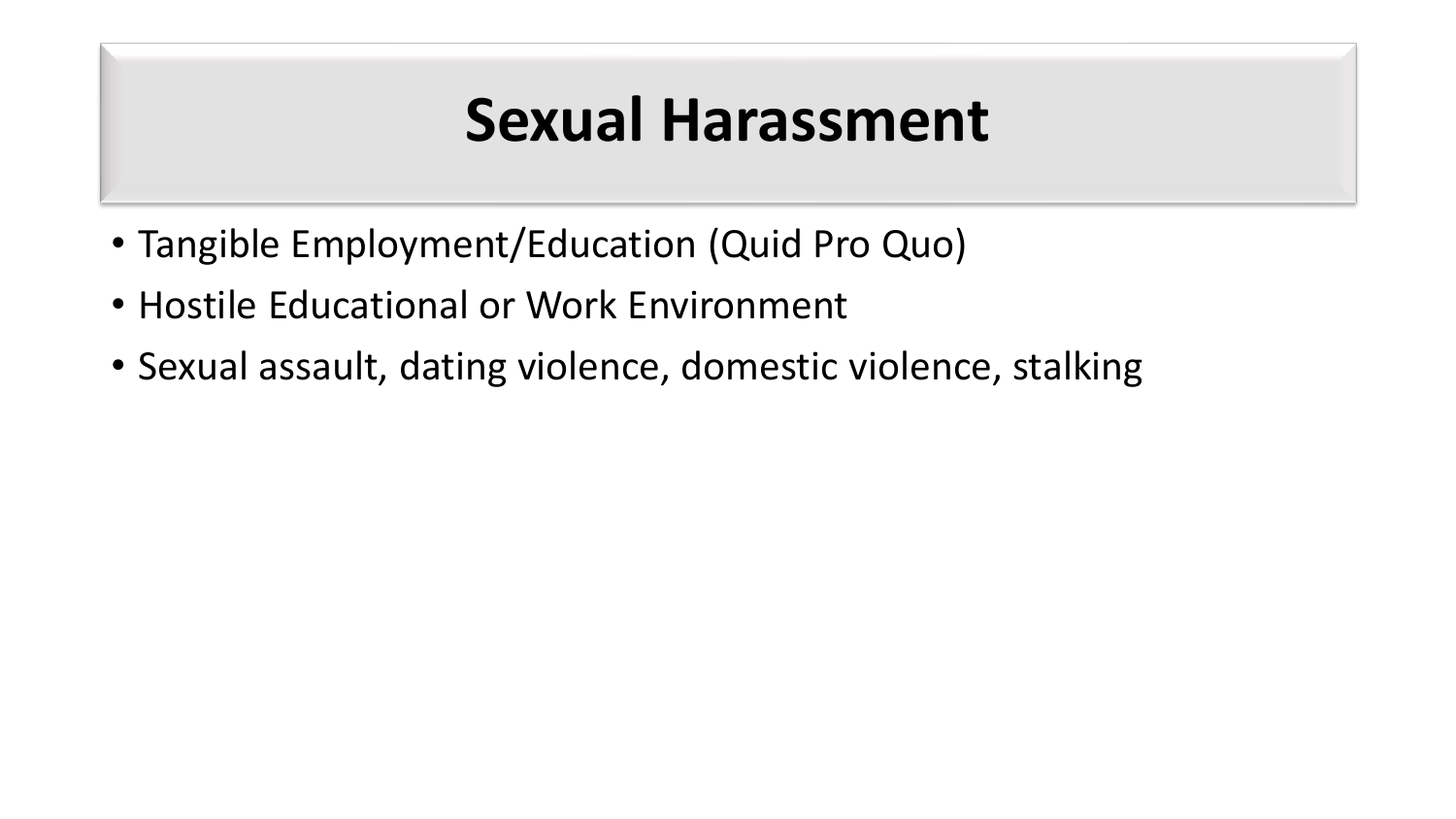# Sexual Harassment

- Tangible Employment/Education (Quid Pro Quo)
- Hostile Educational or Work Environment
- Sexual assault, dating violence, domestic violence, stalking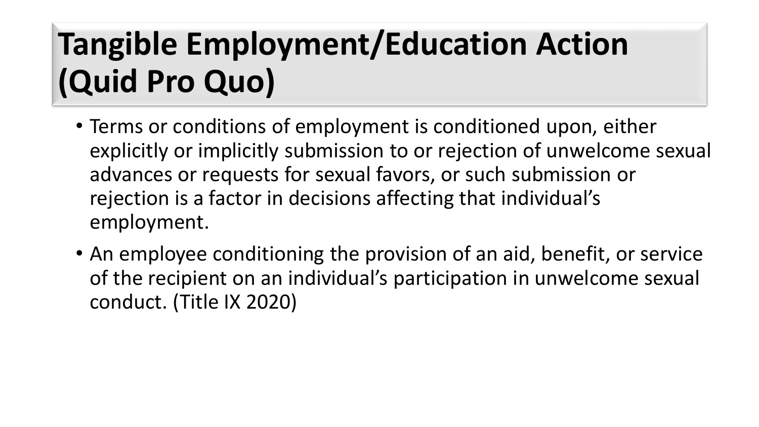# Tangible Employment/Education Action (Quid Pro Quo)

- Terms or conditions of employment is conditioned upon, either explicitly or implicitly submission to or rejection of unwelcome sexual advances or requests for sexual favors, or such submission or rejection is a factor in decisions affecting that individual's employment.
- An employee conditioning the provision of an aid, benefit, or service of the recipient on an individual's participation in unwelcome sexual conduct. (Title IX 2020)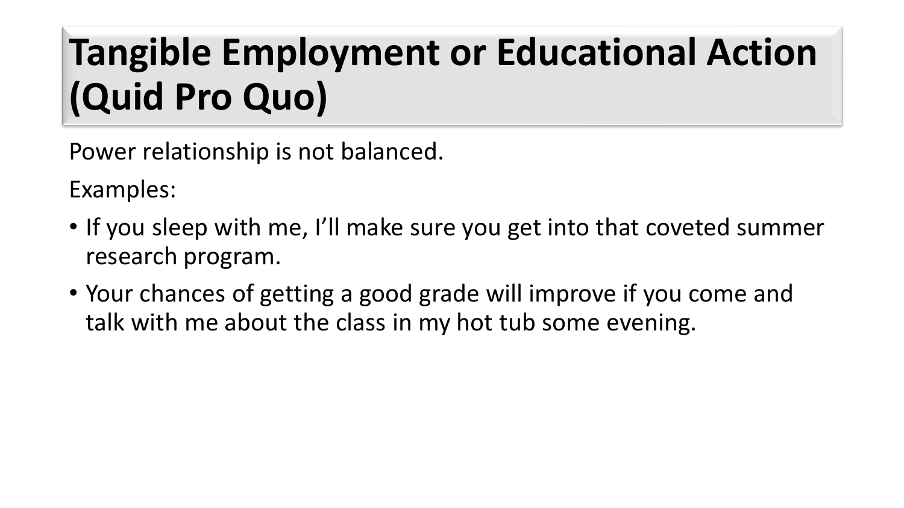# Tangible Employment or Educational Action (Quid Pro Quo)

Power relationship is not balanced.

Examples:

- If you sleep with me, I'll make sure you get into that coveted summer research program.
- Your chances of getting a good grade will improve if you come and talk with me about the class in my hot tub some evening.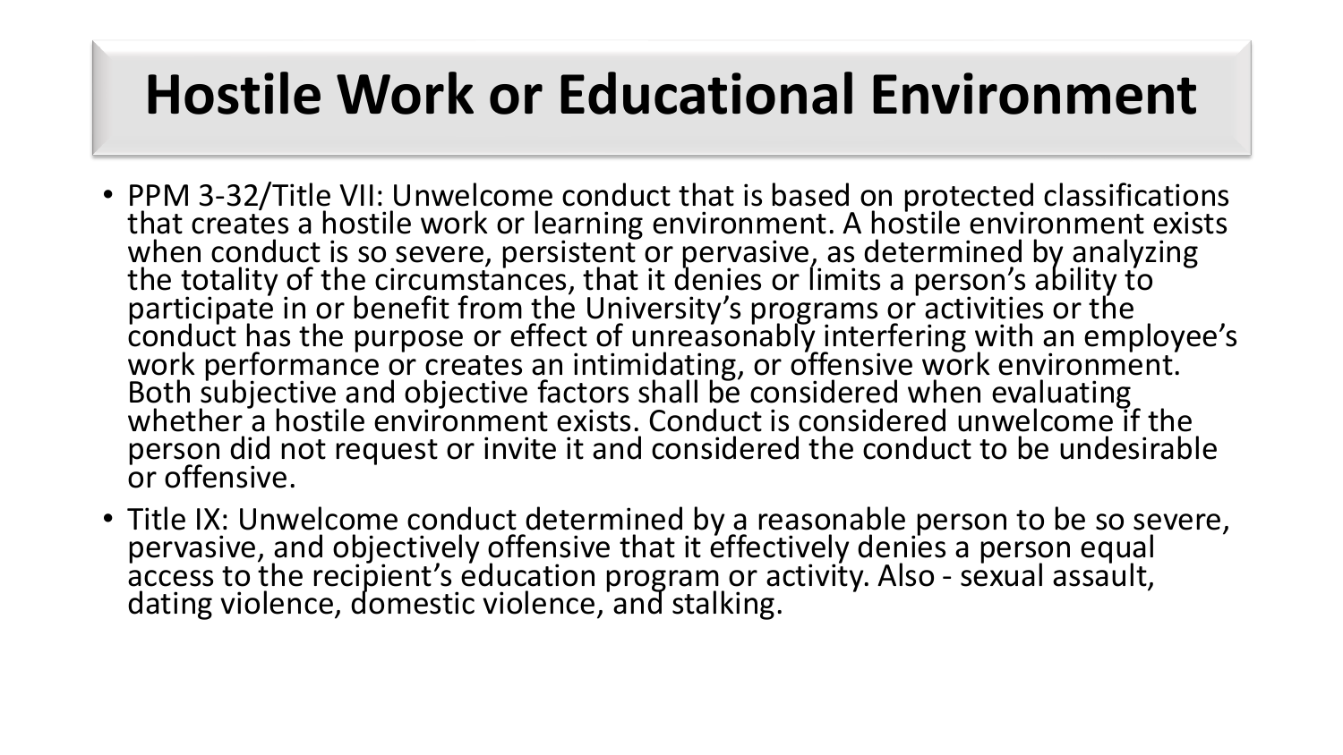# Hostile Work or Educational Environment

- PPM 3-32/Title VII: Unwelcome conduct that is based on protected classifications that creates a hostile work or learning environment. A hostile environment exists when conduct is so severe, persistent or pervasive, as determined by analyzing the totality of the circumstances, that it denies or limits a person's ability to participate in or benefit from the University's programs or activities or the conduct has the purpose or effect of unreasonably interfering with an employee's work performance or creates an intimidating, or offensive work environment. Both subjective and objective factors shall be considered when evaluating whether a hostile environment exists. Conduct is considered unwelcome if the person did not request or invite it and considered the conduct to be undesirable or offensive.
- Title IX: Unwelcome conduct determined by a reasonable person to be so severe, pervasive, and objectively offensive that it effectively denies a person equal access to the recipient's education program or activity. Also - sexual assault, dating violence, domestic violence, and stalking.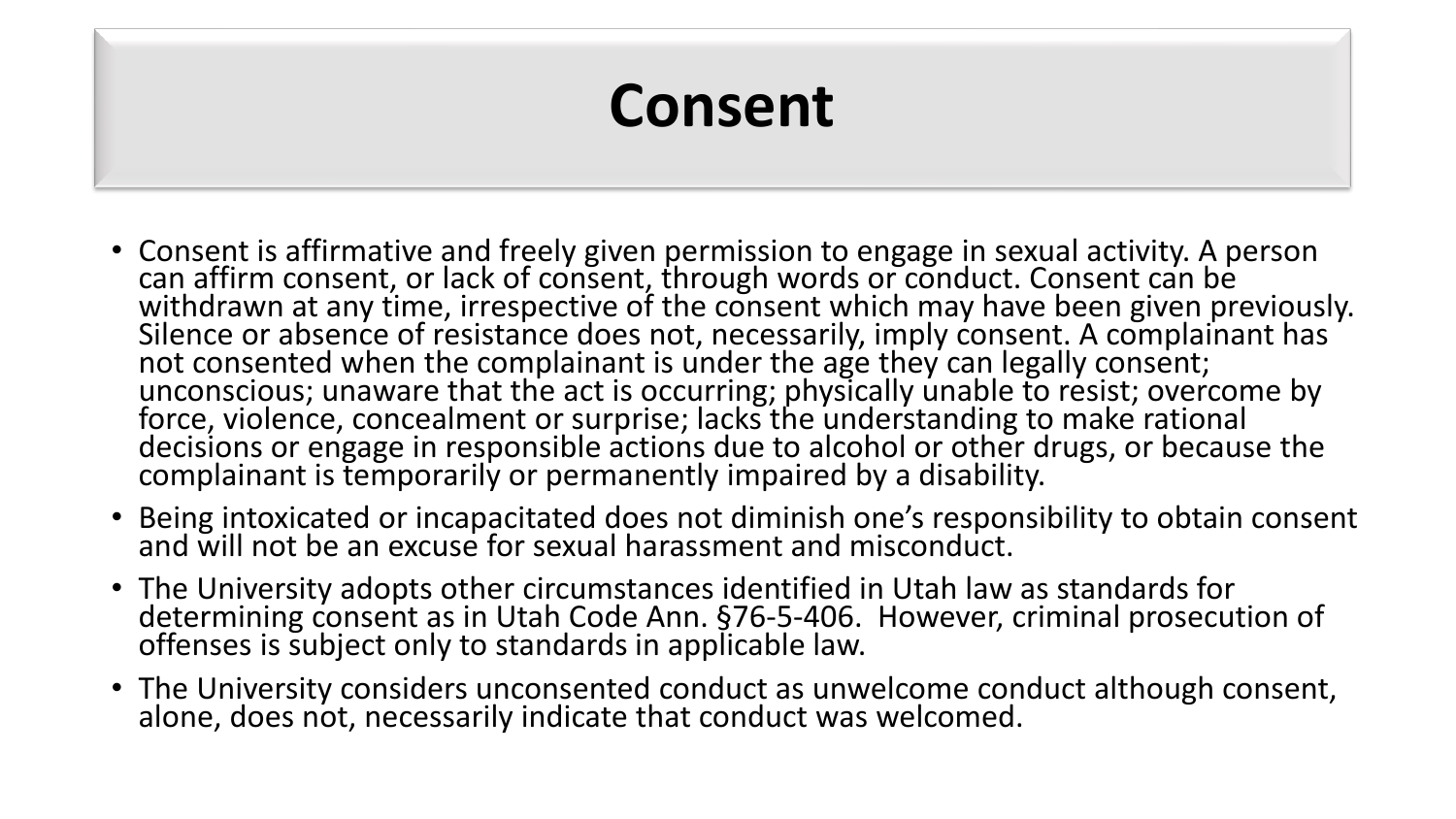# Consent

- Consent is affirmative and freely given permission to engage in sexual activity. A person can affirm consent, or lack of consent, through words or conduct. Consent can be withdrawn at any time, irrespective of the consent which may have been given previously. Silence or absence of resistance does not, necessarily, imply consent. A complainant has not consented when the complainant is under the age they can legally consent; unconscious; unaware that the act is occurring; physically unable to resist; overcome by force, violence, concealment or surprise; lacks the understanding to make rational decisions or engage in responsible actions due to alcohol or other drugs, or because the complainant is temporarily or permanently impaired by a disability.
- Being intoxicated or incapacitated does not diminish one's responsibility to obtain consent and will not be an excuse for sexual harassment and misconduct.
- The University adopts other circumstances identified in Utah law as standards for determining consent as in Utah Code Ann. §76-5-406. However, criminal prosecution of offenses is subject only to standards in applicable law.
- The University considers unconsented conduct as unwelcome conduct although consent, alone, does not, necessarily indicate that conduct was welcomed.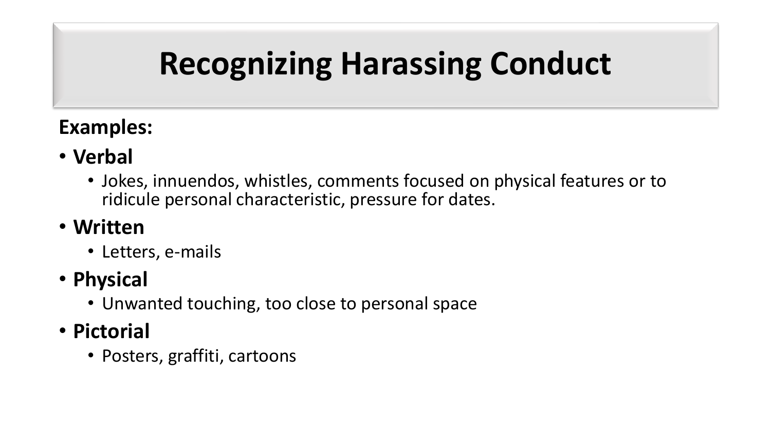# Recognizing Harassing Conduct

**Examples:**

- **Verbal**
  - Jokes, innuendos, whistles, comments focused on physical features or to ridicule personal characteristic, pressure for dates.
- **Written**
  - Letters, e-mails
- **Physical**
  - Unwanted touching, too close to personal space
- **Pictorial**
  - Posters, graffiti, cartoons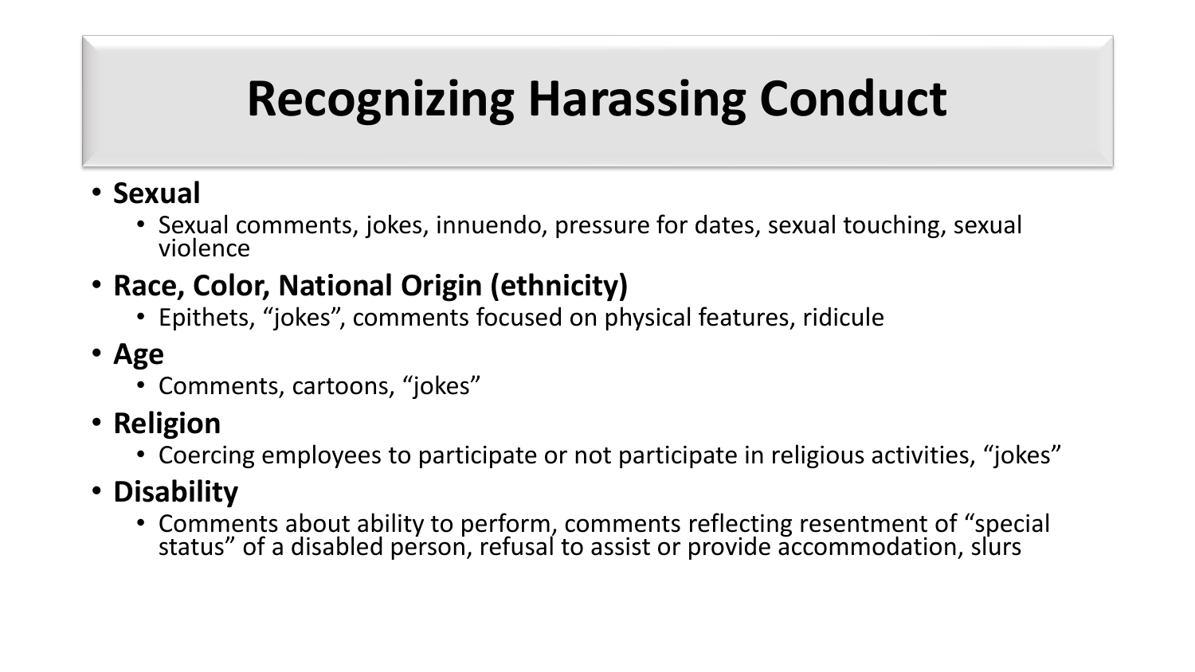# Recognizing Harassing Conduct

- **Sexual**
  - Sexual comments, jokes, innuendo, pressure for dates, sexual touching, sexual violence
- **Race, Color, National Origin (ethnicity)**
  - Epithets, “jokes”, comments focused on physical features, ridicule
- **Age**
  - Comments, cartoons, “jokes”
- **Religion**
  - Coercing employees to participate or not participate in religious activities, “jokes”
- **Disability**
  - Comments about ability to perform, comments reflecting resentment of “special status” of a disabled person, refusal to assist or provide accommodation, slurs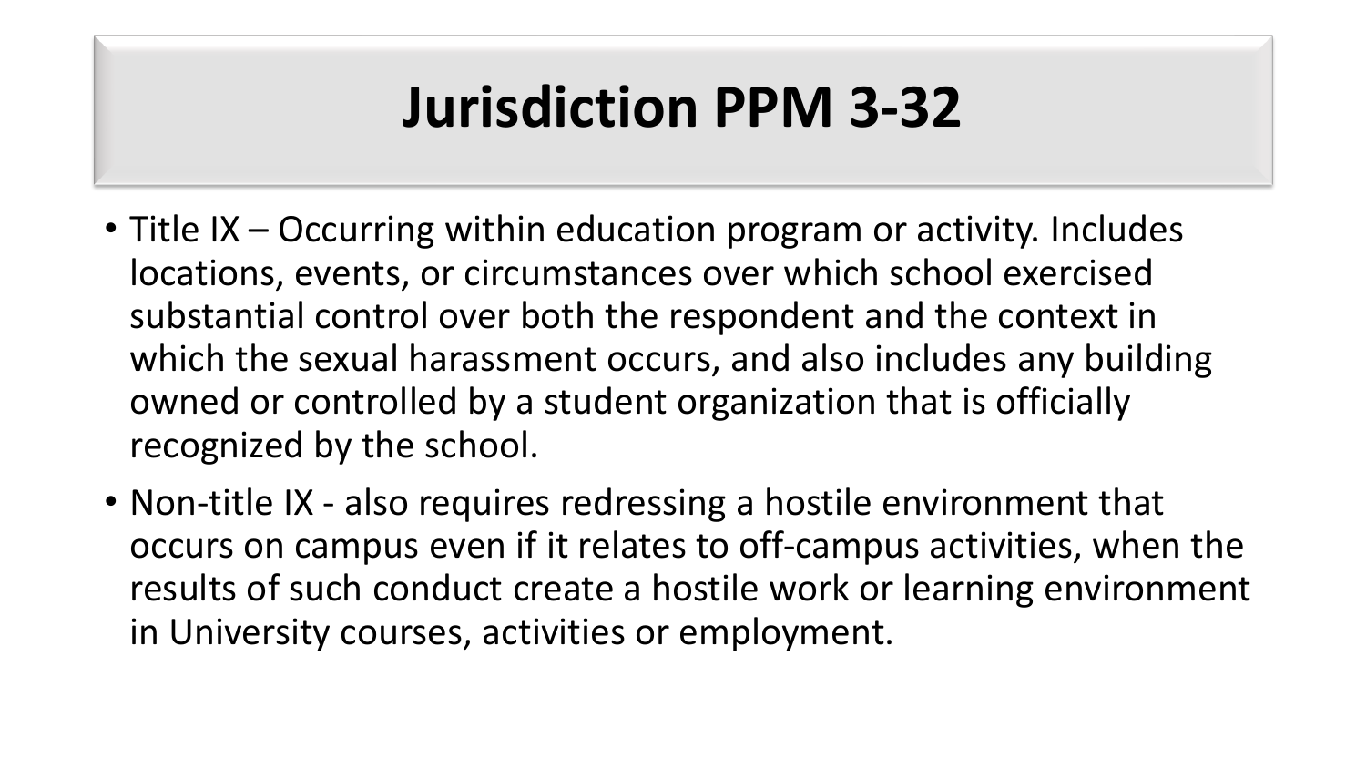# Jurisdiction PPM 3-32

- Title IX – Occurring within education program or activity. Includes locations, events, or circumstances over which school exercised substantial control over both the respondent and the context in which the sexual harassment occurs, and also includes any building owned or controlled by a student organization that is officially recognized by the school.
- Non-title IX - also requires redressing a hostile environment that occurs on campus even if it relates to off-campus activities, when the results of such conduct create a hostile work or learning environment in University courses, activities or employment.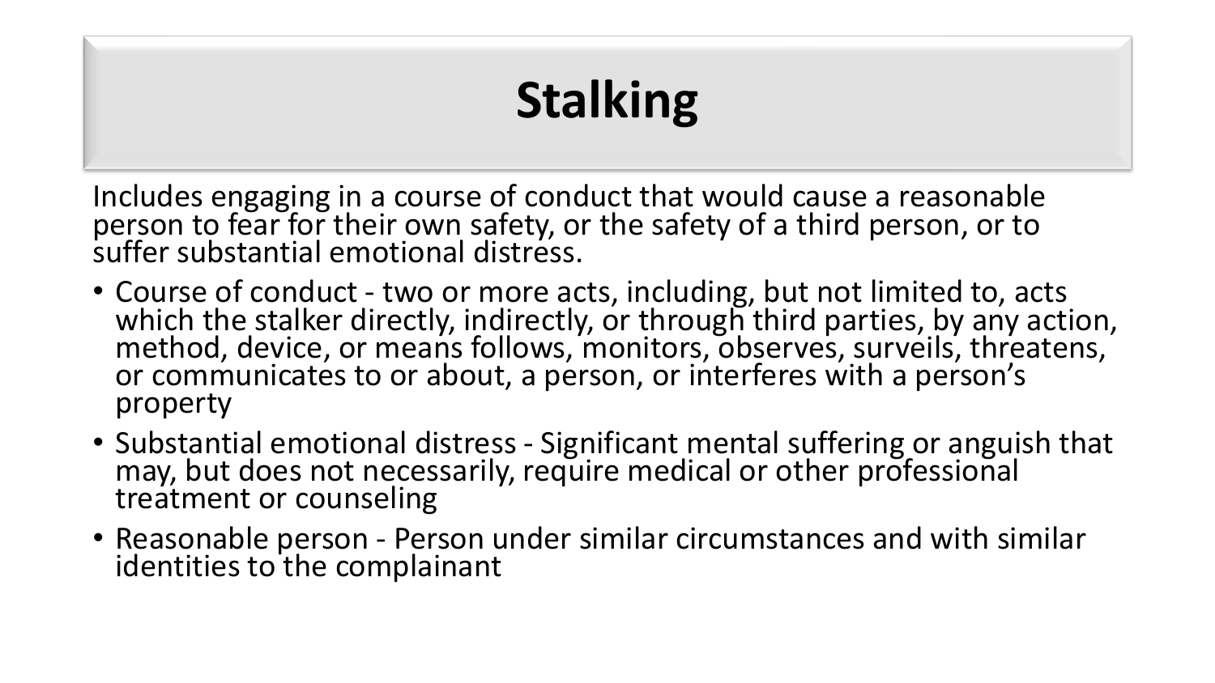# Stalking

Includes engaging in a course of conduct that would cause a reasonable person to fear for their own safety, or the safety of a third person, or to suffer substantial emotional distress.

- Course of conduct - two or more acts, including, but not limited to, acts which the stalker directly, indirectly, or through third parties, by any action, method, device, or means follows, monitors, observes, surveils, threatens, or communicates to or about, a person, or interferes with a person's property
- Substantial emotional distress - Significant mental suffering or anguish that may, but does not necessarily, require medical or other professional treatment or counseling
- Reasonable person - Person under similar circumstances and with similar identities to the complainant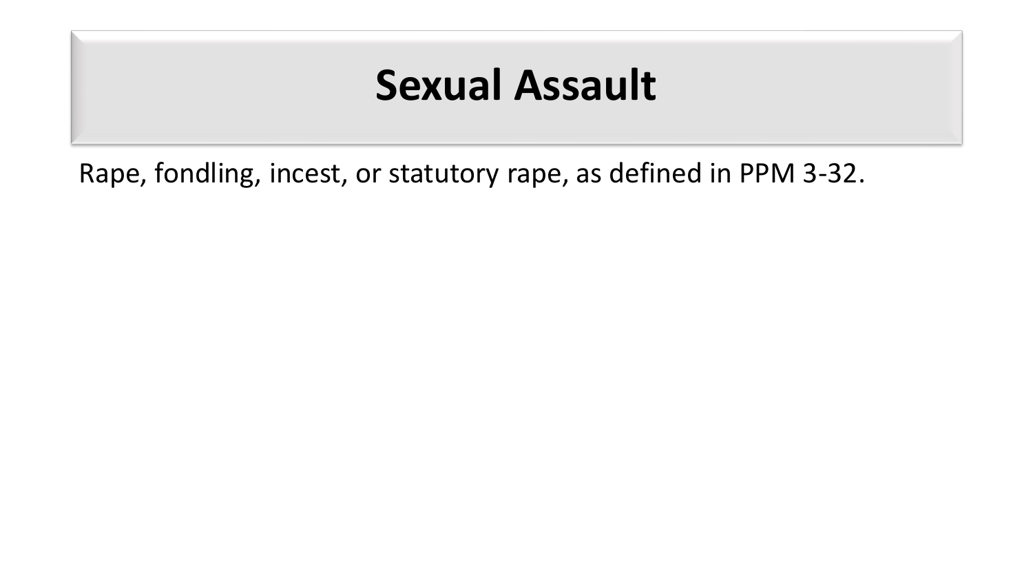# Sexual Assault

Rape, fondling, incest, or statutory rape, as defined in PPM 3-32.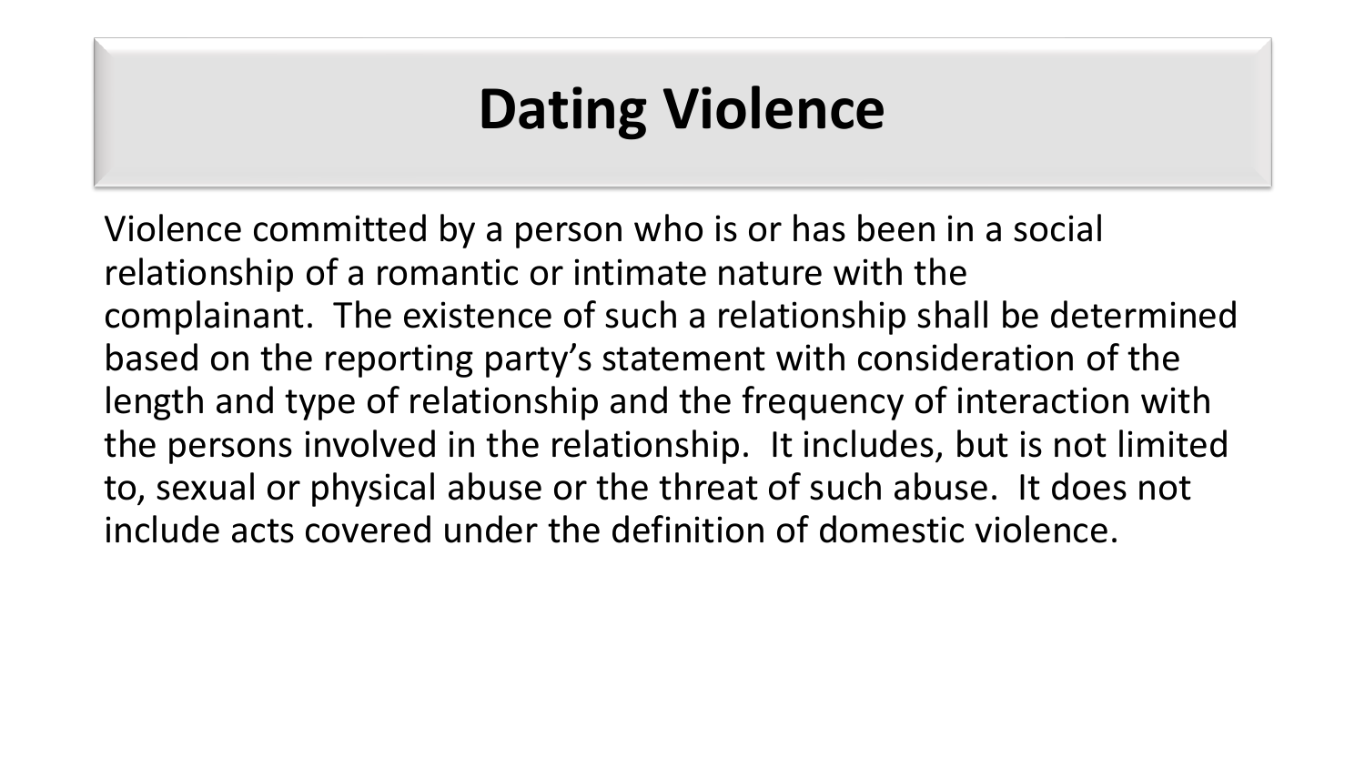# Dating Violence

Violence committed by a person who is or has been in a social relationship of a romantic or intimate nature with the complainant. The existence of such a relationship shall be determined based on the reporting party's statement with consideration of the length and type of relationship and the frequency of interaction with the persons involved in the relationship. It includes, but is not limited to, sexual or physical abuse or the threat of such abuse. It does not include acts covered under the definition of domestic violence.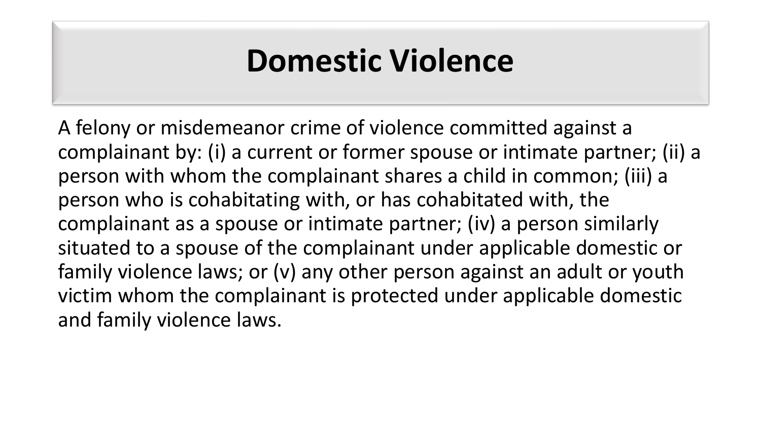# Domestic Violence

A felony or misdemeanor crime of violence committed against a complainant by: (i) a current or former spouse or intimate partner; (ii) a person with whom the complainant shares a child in common; (iii) a person who is cohabitating with, or has cohabitated with, the complainant as a spouse or intimate partner; (iv) a person similarly situated to a spouse of the complainant under applicable domestic or family violence laws; or (v) any other person against an adult or youth victim whom the complainant is protected under applicable domestic and family violence laws.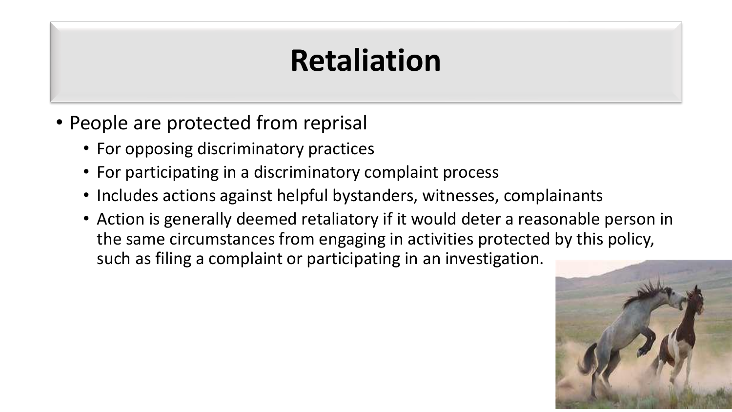# Retaliation

- People are protected from reprisal
  - For opposing discriminatory practices
  - For participating in a discriminatory complaint process
  - Includes actions against helpful bystanders, witnesses, complainants
  - Action is generally deemed retaliatory if it would deter a reasonable person in the same circumstances from engaging in activities protected by this policy, such as filing a complaint or participating in an investigation.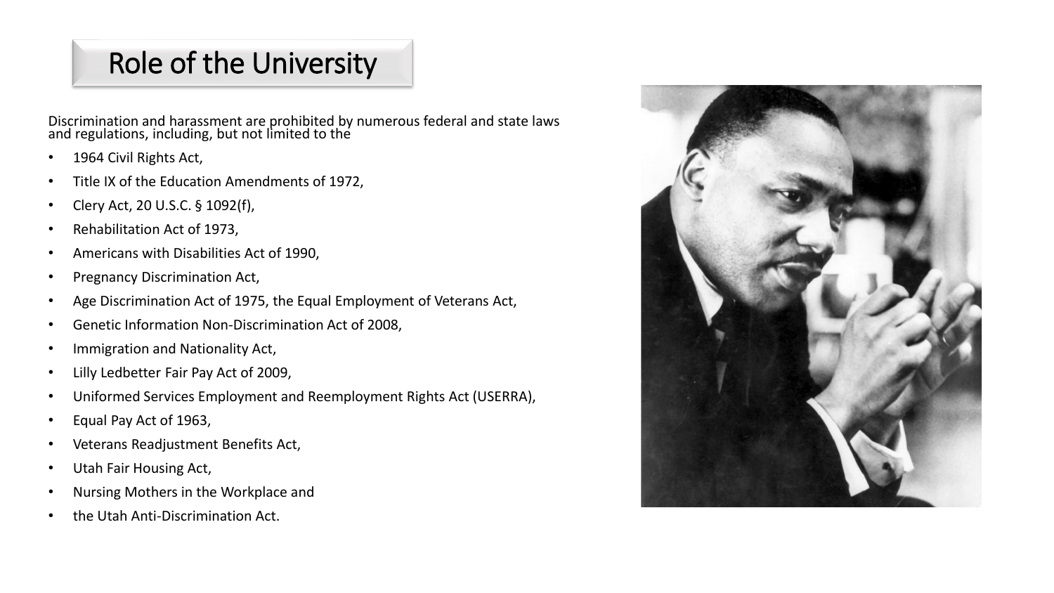# Role of the University

Discrimination and harassment are prohibited by numerous federal and state laws and regulations, including, but not limited to the

- 1964 Civil Rights Act,
- Title IX of the Education Amendments of 1972,
- Clery Act, 20 U.S.C. § 1092(f),
- Rehabilitation Act of 1973,
- Americans with Disabilities Act of 1990,
- Pregnancy Discrimination Act,
- Age Discrimination Act of 1975, the Equal Employment of Veterans Act,
- Genetic Information Non-Discrimination Act of 2008,
- Immigration and Nationality Act,
- Lilly Ledbetter Fair Pay Act of 2009,
- Uniformed Services Employment and Reemployment Rights Act (USERRA),
- Equal Pay Act of 1963,
- Veterans Readjustment Benefits Act,
- Utah Fair Housing Act,
- Nursing Mothers in the Workplace and
- the Utah Anti-Discrimination Act.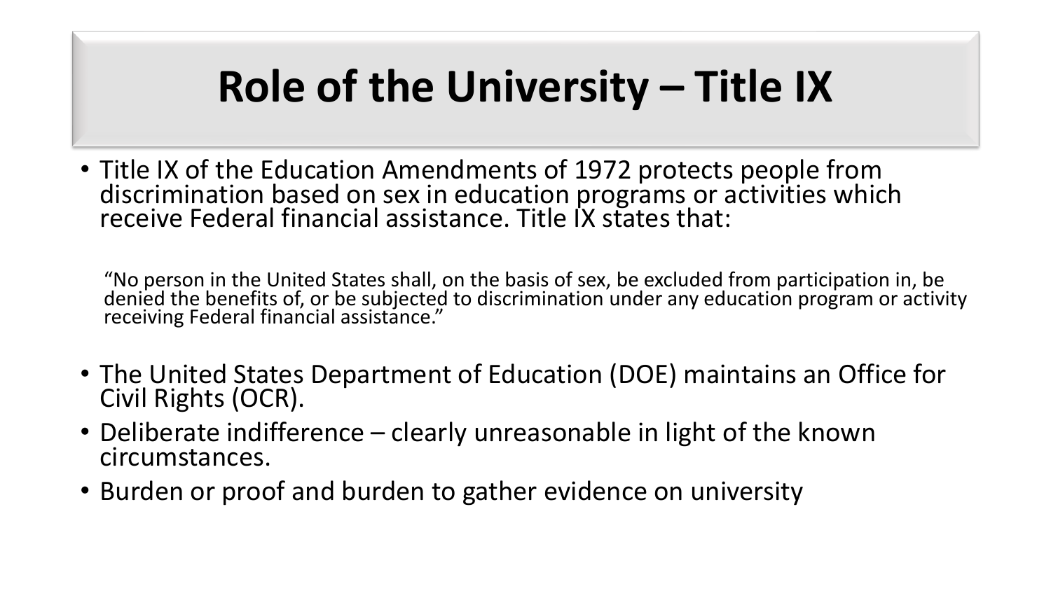# Role of the University – Title IX

- Title IX of the Education Amendments of 1972 protects people from discrimination based on sex in education programs or activities which receive Federal financial assistance. Title IX states that:

  "No person in the United States shall, on the basis of sex, be excluded from participation in, be denied the benefits of, or be subjected to discrimination under any education program or activity receiving Federal financial assistance."

- The United States Department of Education (DOE) maintains an Office for Civil Rights (OCR).
- Deliberate indifference – clearly unreasonable in light of the known circumstances.
- Burden or proof and burden to gather evidence on university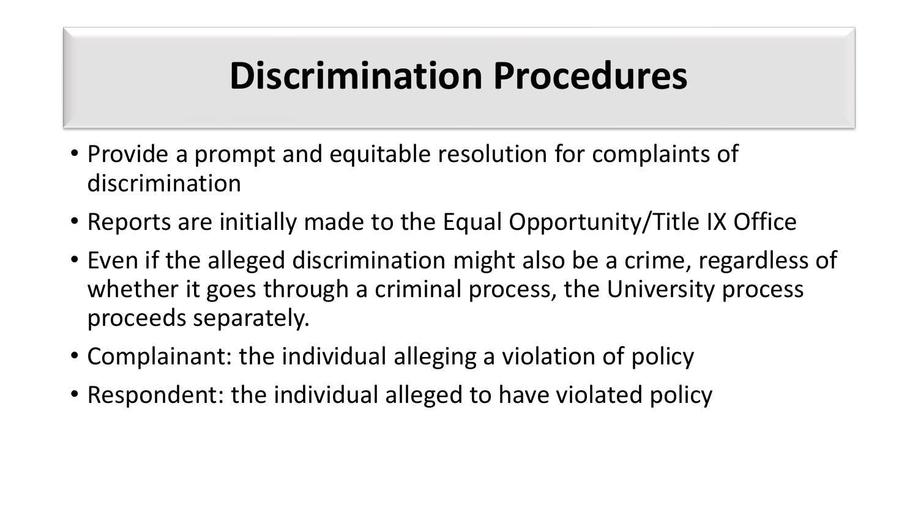# Discrimination Procedures

- Provide a prompt and equitable resolution for complaints of discrimination
- Reports are initially made to the Equal Opportunity/Title IX Office
- Even if the alleged discrimination might also be a crime, regardless of whether it goes through a criminal process, the University process proceeds separately.
- Complainant: the individual alleging a violation of policy
- Respondent: the individual alleged to have violated policy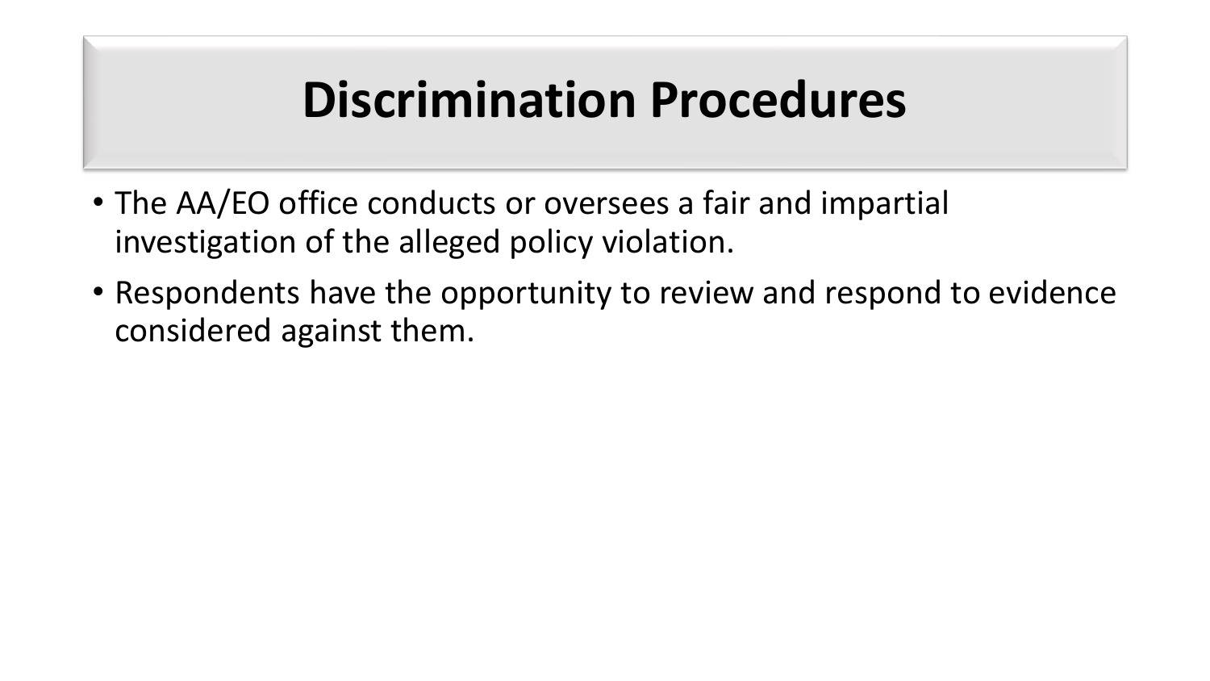# Discrimination Procedures

- The AA/EO office conducts or oversees a fair and impartial investigation of the alleged policy violation.
- Respondents have the opportunity to review and respond to evidence considered against them.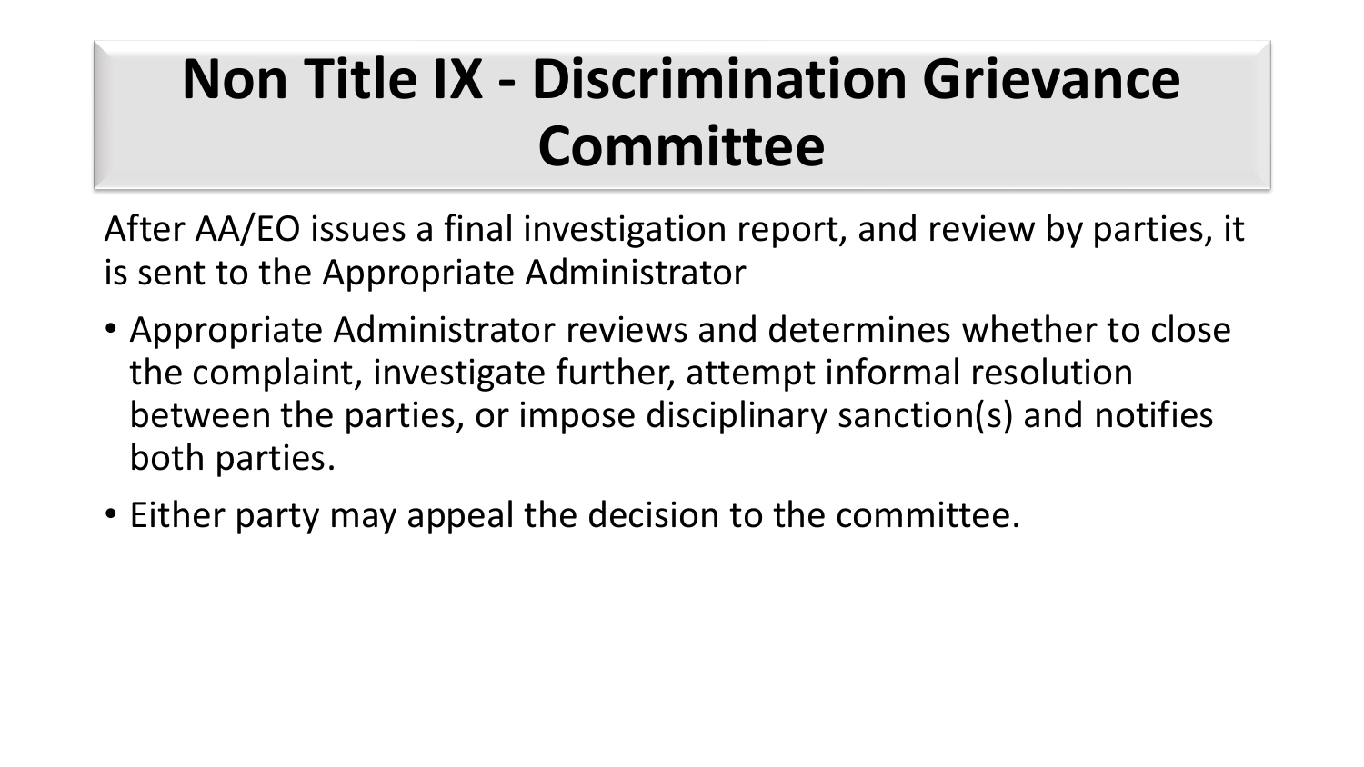# Non Title IX - Discrimination Grievance Committee

After AA/EO issues a final investigation report, and review by parties, it is sent to the Appropriate Administrator

- Appropriate Administrator reviews and determines whether to close the complaint, investigate further, attempt informal resolution between the parties, or impose disciplinary sanction(s) and notifies both parties.
- Either party may appeal the decision to the committee.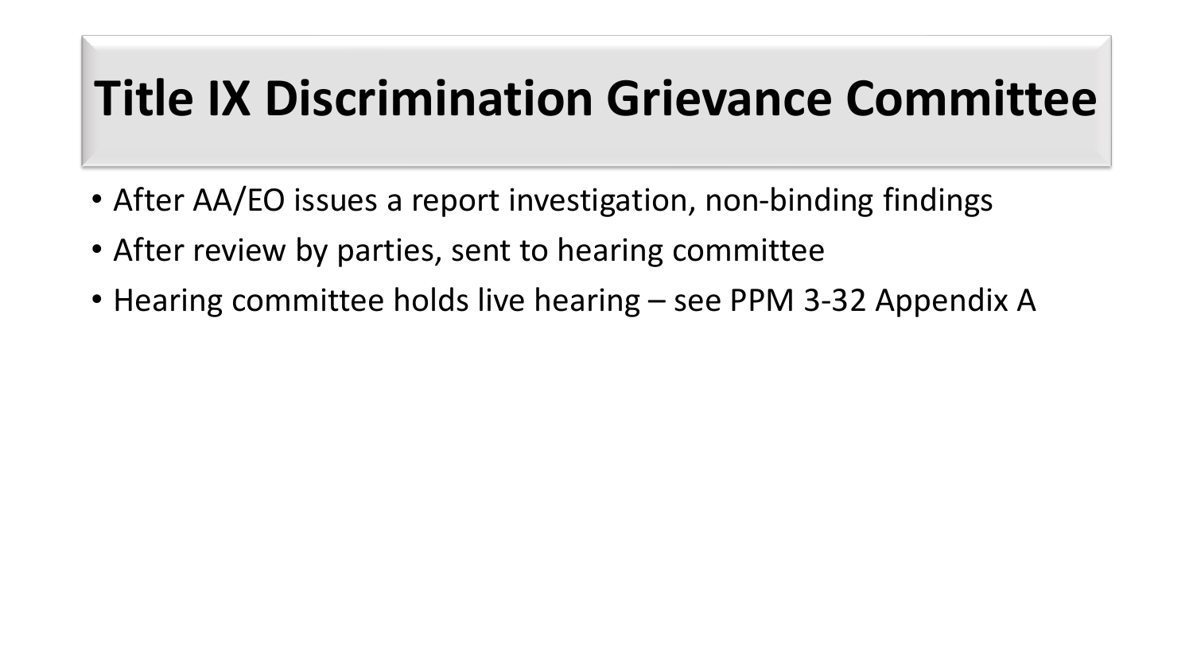# Title IX Discrimination Grievance Committee

- After AA/EO issues a report investigation, non-binding findings
- After review by parties, sent to hearing committee
- Hearing committee holds live hearing – see PPM 3-32 Appendix A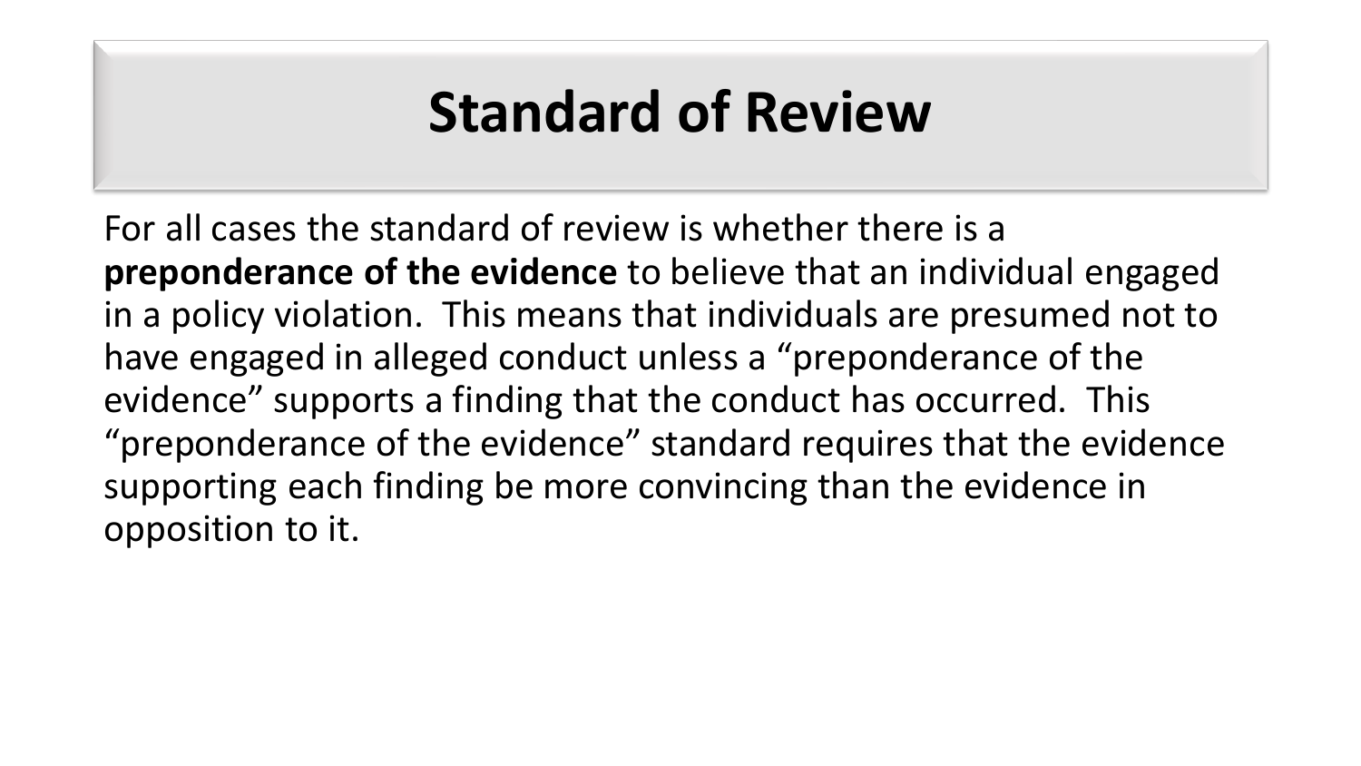# Standard of Review

For all cases the standard of review is whether there is a **preponderance of the evidence** to believe that an individual engaged in a policy violation. This means that individuals are presumed not to have engaged in alleged conduct unless a "preponderance of the evidence" supports a finding that the conduct has occurred. This "preponderance of the evidence" standard requires that the evidence supporting each finding be more convincing than the evidence in opposition to it.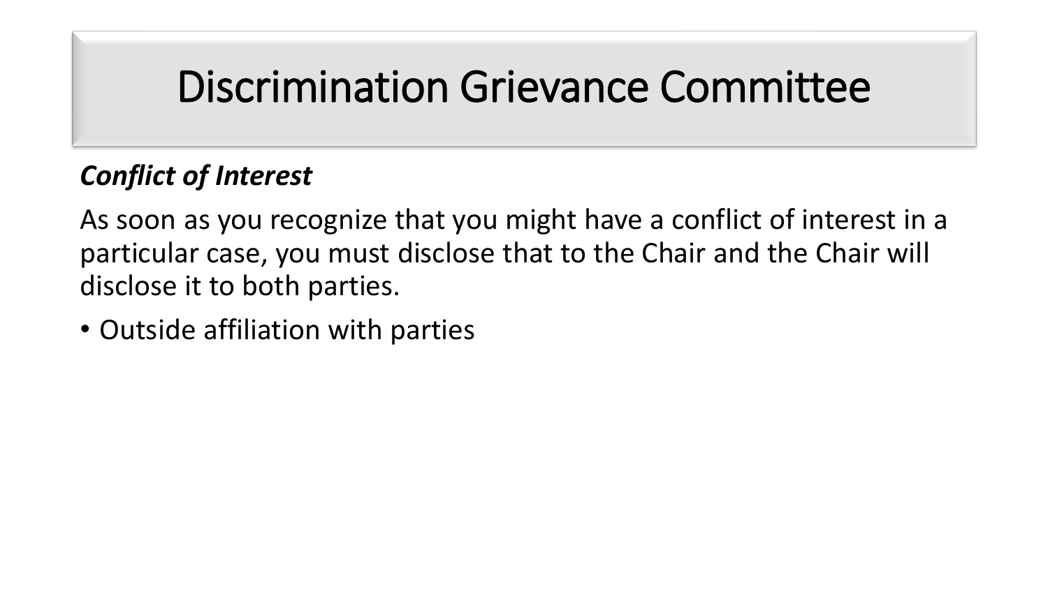# Discrimination Grievance Committee

***Conflict of Interest***

As soon as you recognize that you might have a conflict of interest in a particular case, you must disclose that to the Chair and the Chair will disclose it to both parties.

- Outside affiliation with parties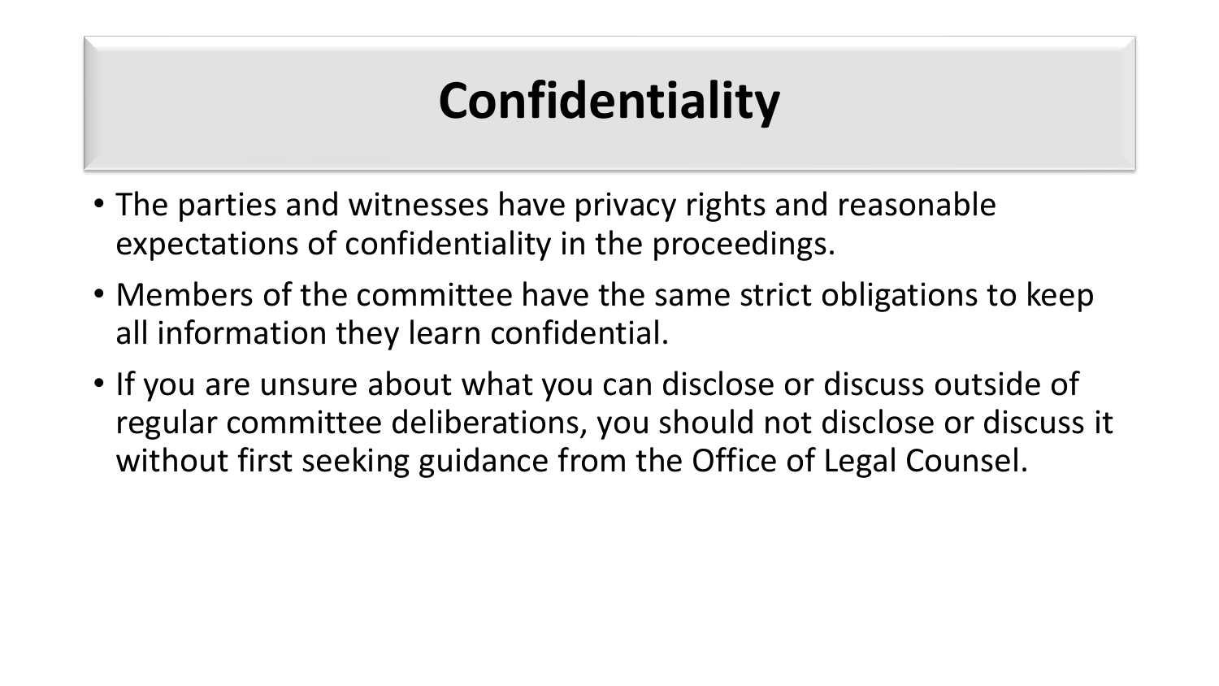# Confidentiality

- The parties and witnesses have privacy rights and reasonable expectations of confidentiality in the proceedings.
- Members of the committee have the same strict obligations to keep all information they learn confidential.
- If you are unsure about what you can disclose or discuss outside of regular committee deliberations, you should not disclose or discuss it without first seeking guidance from the Office of Legal Counsel.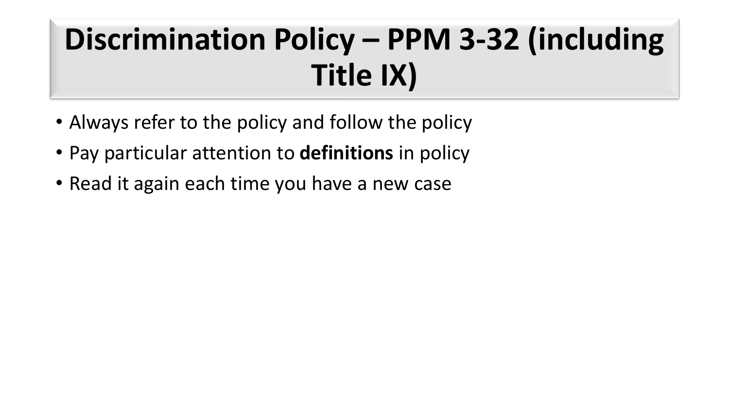# Discrimination Policy – PPM 3-32 (including Title IX)

- Always refer to the policy and follow the policy
- Pay particular attention to **definitions** in policy
- Read it again each time you have a new case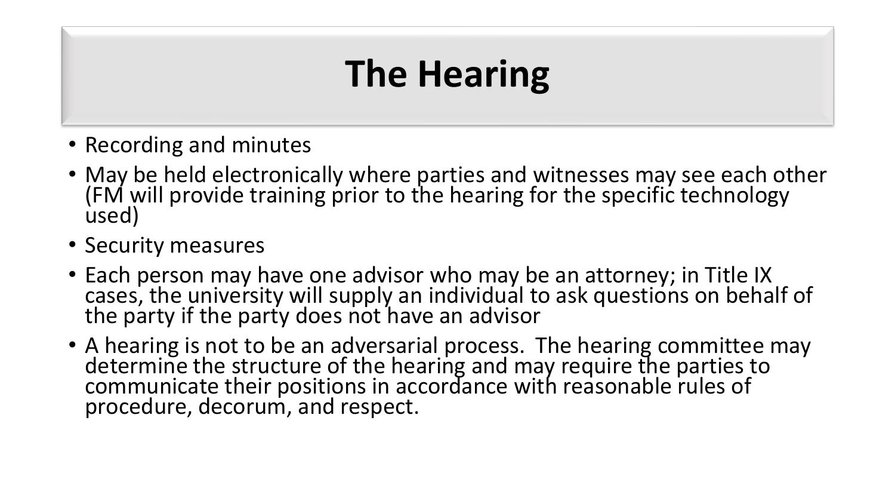# The Hearing

- Recording and minutes
- May be held electronically where parties and witnesses may see each other (FM will provide training prior to the hearing for the specific technology used)
- Security measures
- Each person may have one advisor who may be an attorney; in Title IX cases, the university will supply an individual to ask questions on behalf of the party if the party does not have an advisor
- A hearing is not to be an adversarial process. The hearing committee may determine the structure of the hearing and may require the parties to communicate their positions in accordance with reasonable rules of procedure, decorum, and respect.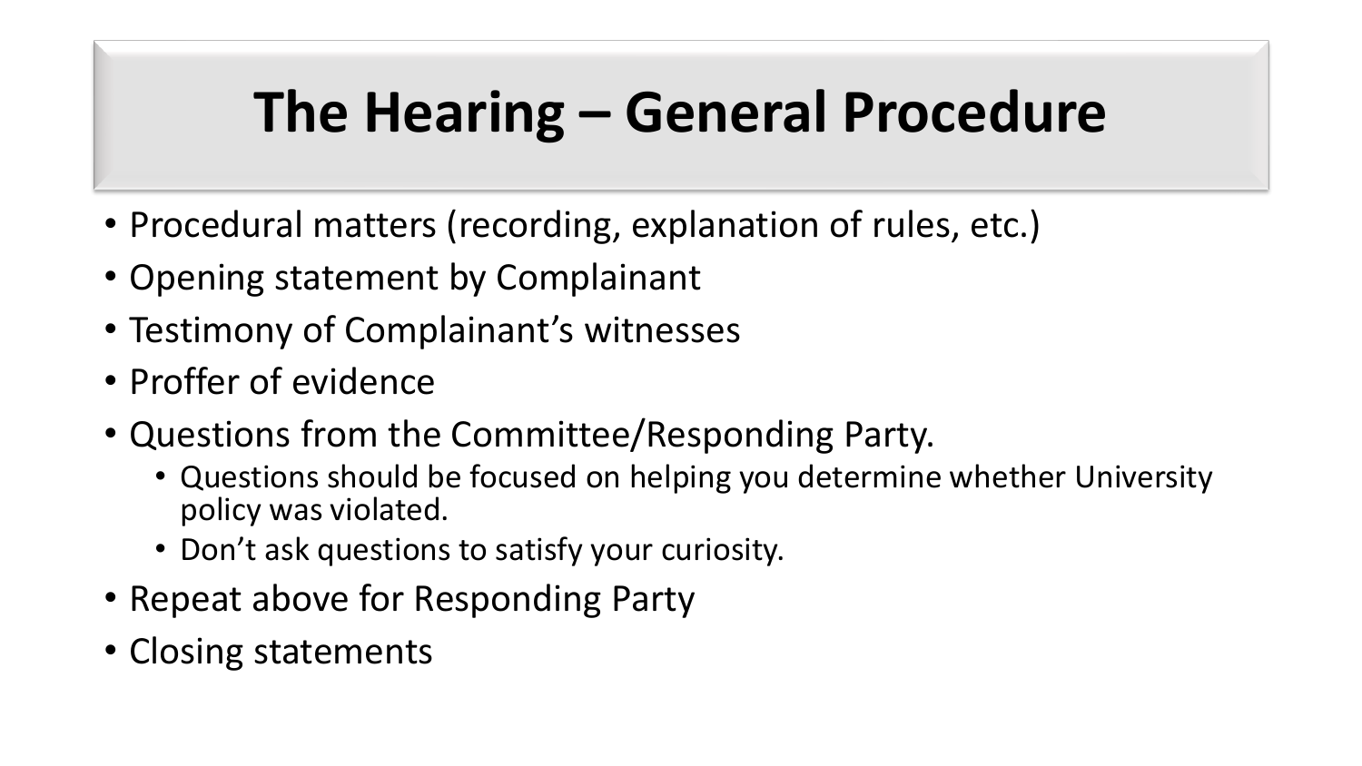# The Hearing – General Procedure

- Procedural matters (recording, explanation of rules, etc.)
- Opening statement by Complainant
- Testimony of Complainant's witnesses
- Proffer of evidence
- Questions from the Committee/Responding Party.
  - Questions should be focused on helping you determine whether University policy was violated.
  - Don't ask questions to satisfy your curiosity.
- Repeat above for Responding Party
- Closing statements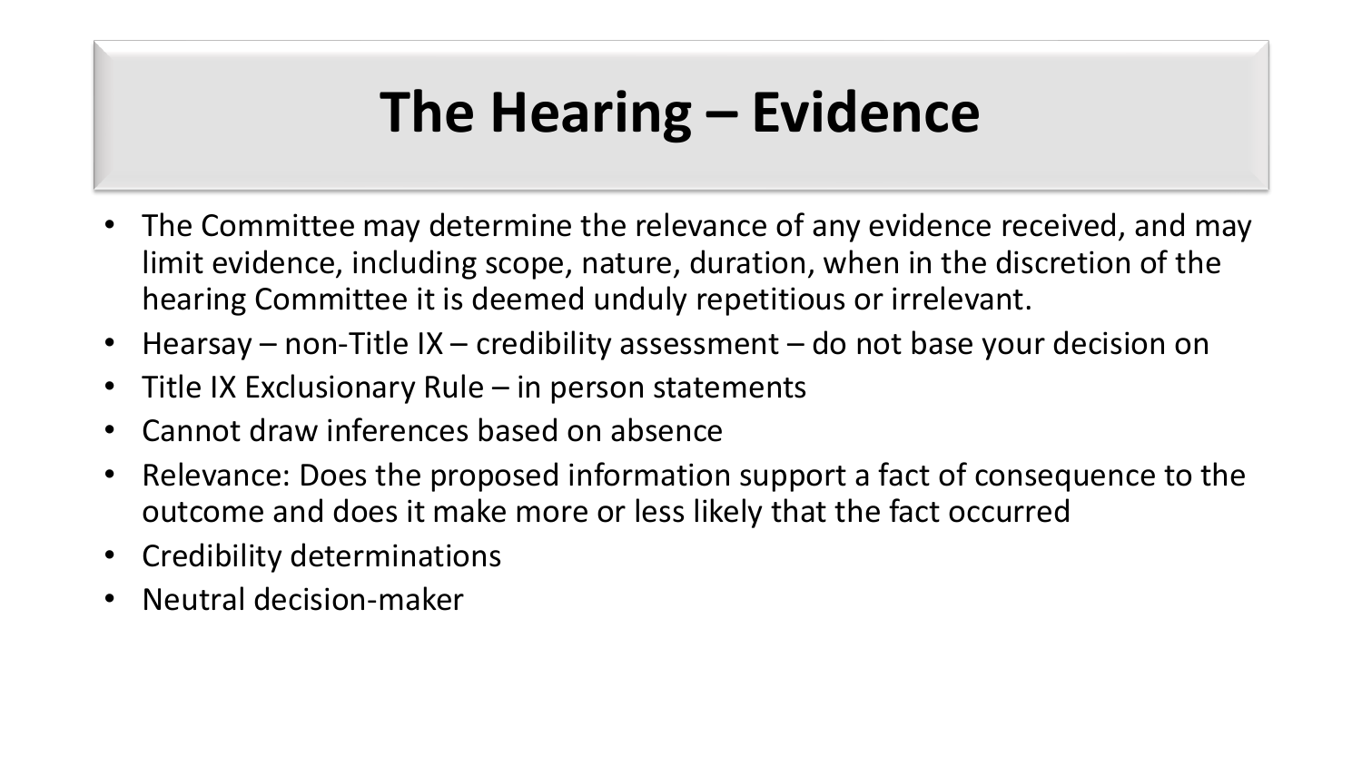# The Hearing – Evidence

- The Committee may determine the relevance of any evidence received, and may limit evidence, including scope, nature, duration, when in the discretion of the hearing Committee it is deemed unduly repetitious or irrelevant.
- Hearsay – non-Title IX – credibility assessment – do not base your decision on
- Title IX Exclusionary Rule – in person statements
- Cannot draw inferences based on absence
- Relevance: Does the proposed information support a fact of consequence to the outcome and does it make more or less likely that the fact occurred
- Credibility determinations
- Neutral decision-maker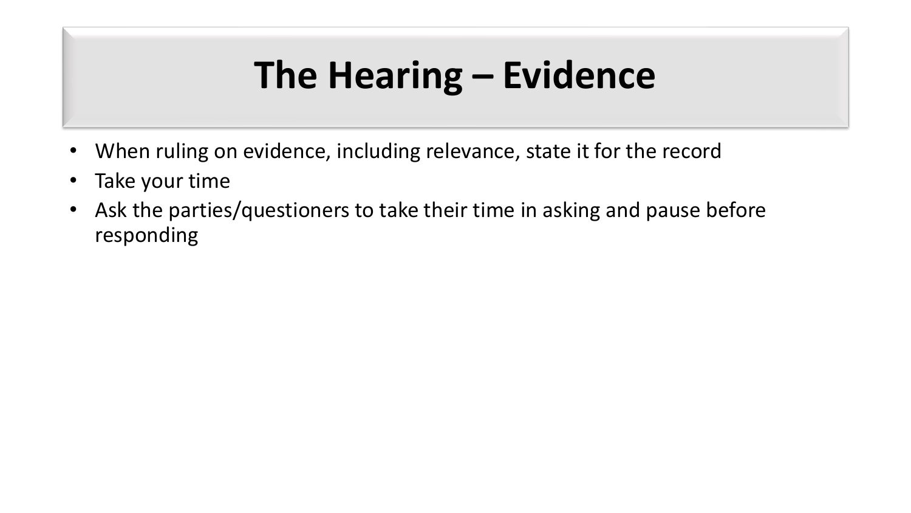# The Hearing – Evidence

- When ruling on evidence, including relevance, state it for the record
- Take your time
- Ask the parties/questioners to take their time in asking and pause before responding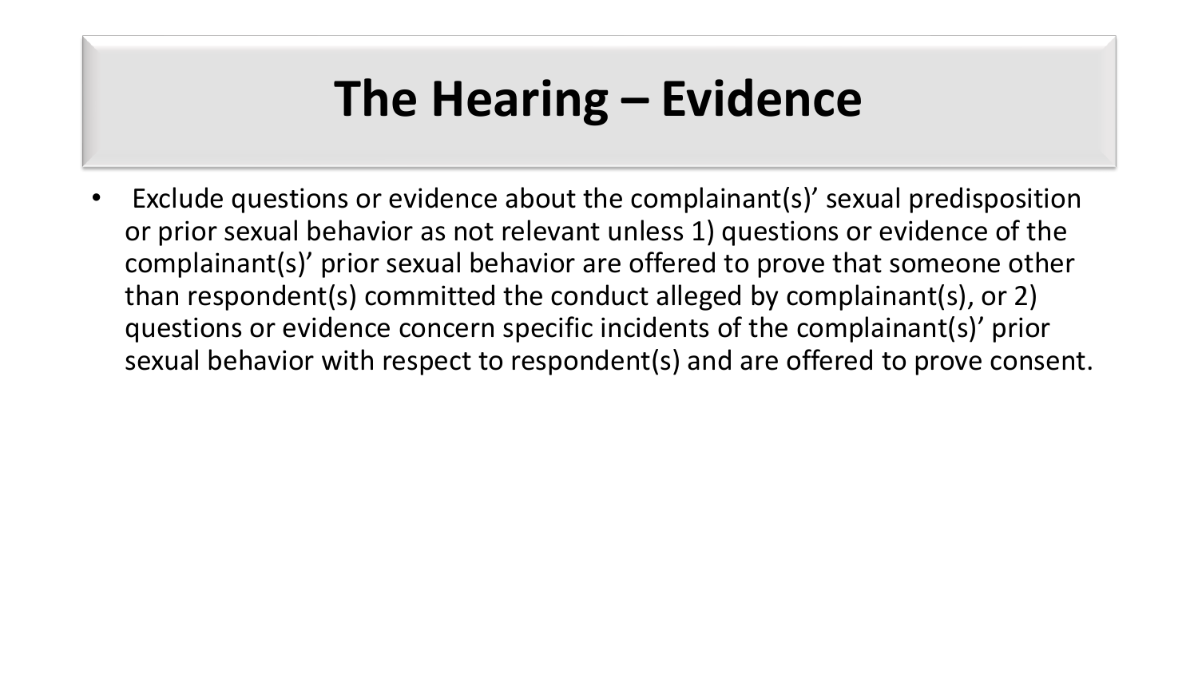# The Hearing – Evidence

- Exclude questions or evidence about the complainant(s)' sexual predisposition or prior sexual behavior as not relevant unless 1) questions or evidence of the complainant(s)' prior sexual behavior are offered to prove that someone other than respondent(s) committed the conduct alleged by complainant(s), or 2) questions or evidence concern specific incidents of the complainant(s)' prior sexual behavior with respect to respondent(s) and are offered to prove consent.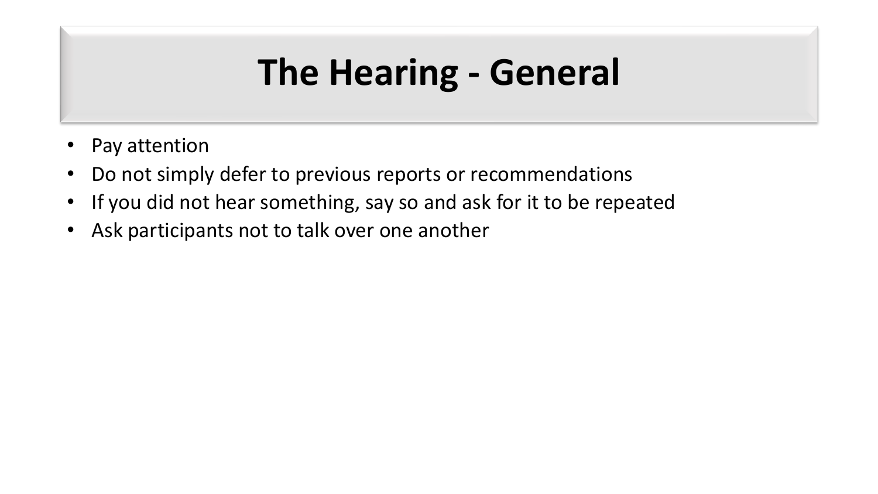# The Hearing - General

- Pay attention
- Do not simply defer to previous reports or recommendations
- If you did not hear something, say so and ask for it to be repeated
- Ask participants not to talk over one another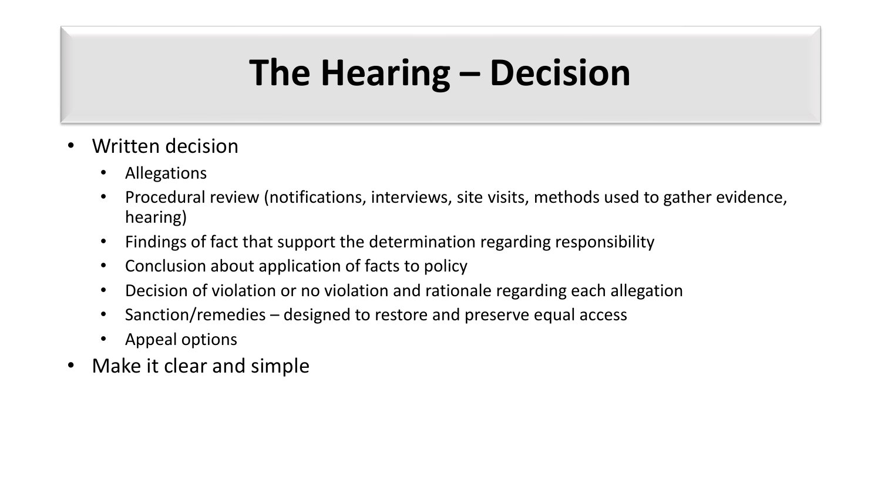# The Hearing – Decision

- Written decision
  - Allegations
  - Procedural review (notifications, interviews, site visits, methods used to gather evidence, hearing)
  - Findings of fact that support the determination regarding responsibility
  - Conclusion about application of facts to policy
  - Decision of violation or no violation and rationale regarding each allegation
  - Sanction/remedies – designed to restore and preserve equal access
  - Appeal options
- Make it clear and simple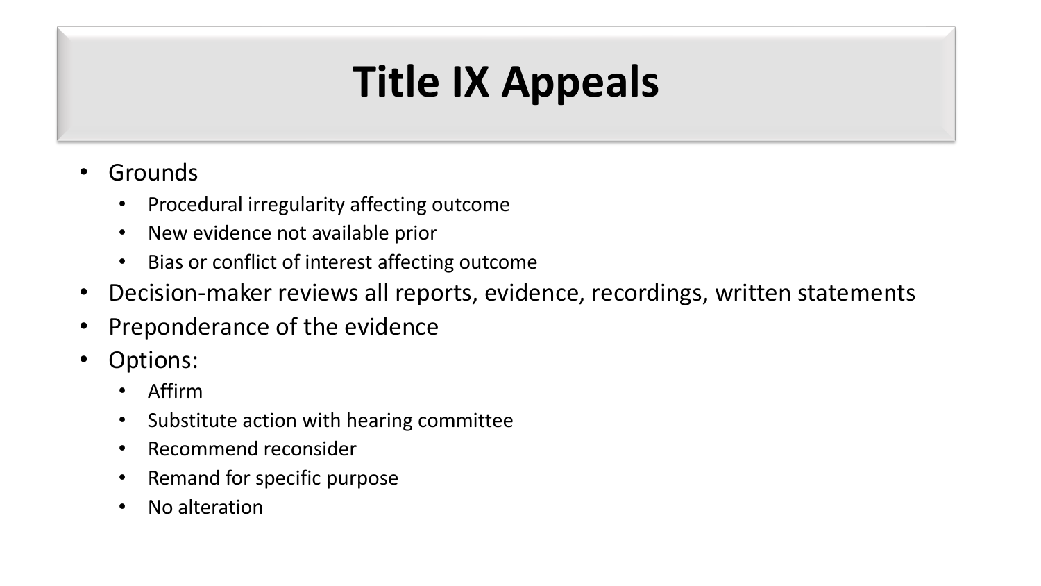# Title IX Appeals

- Grounds
  - Procedural irregularity affecting outcome
  - New evidence not available prior
  - Bias or conflict of interest affecting outcome
- Decision-maker reviews all reports, evidence, recordings, written statements
- Preponderance of the evidence
- Options:
  - Affirm
  - Substitute action with hearing committee
  - Recommend reconsider
  - Remand for specific purpose
  - No alteration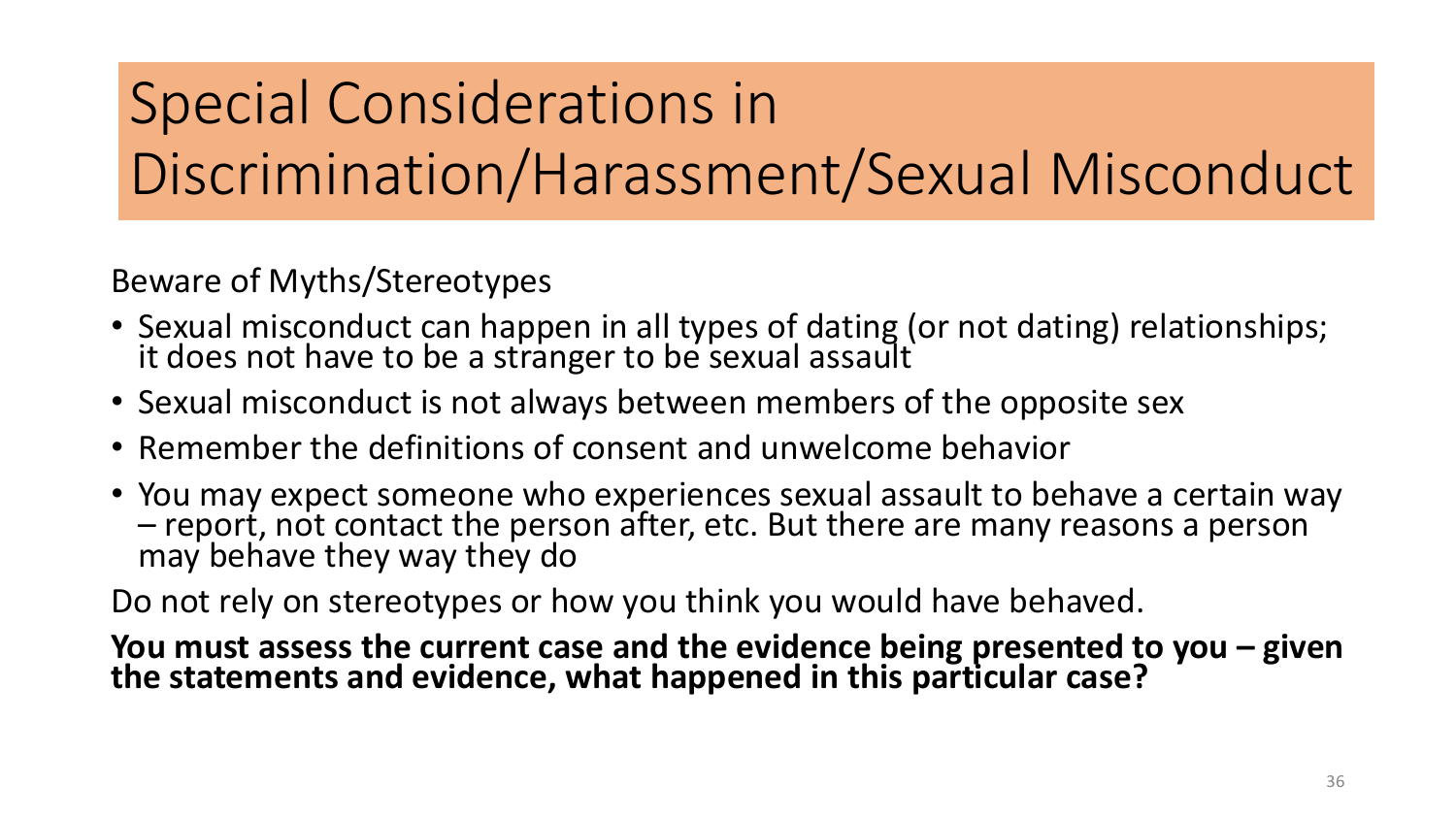# Special Considerations in Discrimination/Harassment/Sexual Misconduct

Beware of Myths/Stereotypes

- Sexual misconduct can happen in all types of dating (or not dating) relationships; it does not have to be a stranger to be sexual assault
- Sexual misconduct is not always between members of the opposite sex
- Remember the definitions of consent and unwelcome behavior
- You may expect someone who experiences sexual assault to behave a certain way – report, not contact the person after, etc. But there are many reasons a person may behave they way they do

Do not rely on stereotypes or how you think you would have behaved.

**You must assess the current case and the evidence being presented to you – given the statements and evidence, what happened in this particular case?**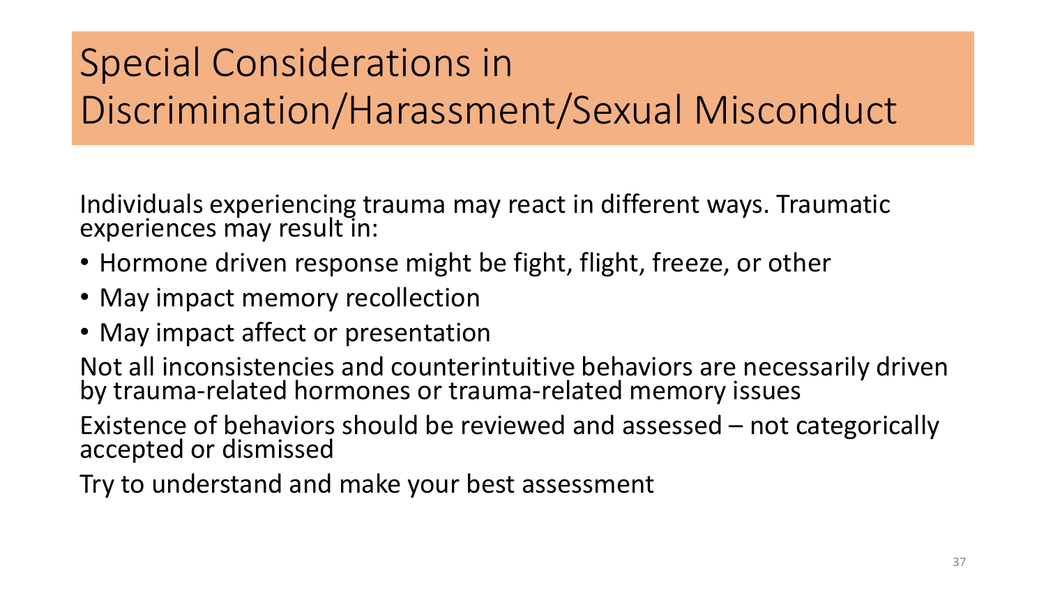# Special Considerations in Discrimination/Harassment/Sexual Misconduct

Individuals experiencing trauma may react in different ways. Traumatic experiences may result in:

- Hormone driven response might be fight, flight, freeze, or other
- May impact memory recollection
- May impact affect or presentation

Not all inconsistencies and counterintuitive behaviors are necessarily driven by trauma-related hormones or trauma-related memory issues

Existence of behaviors should be reviewed and assessed – not categorically accepted or dismissed

Try to understand and make your best assessment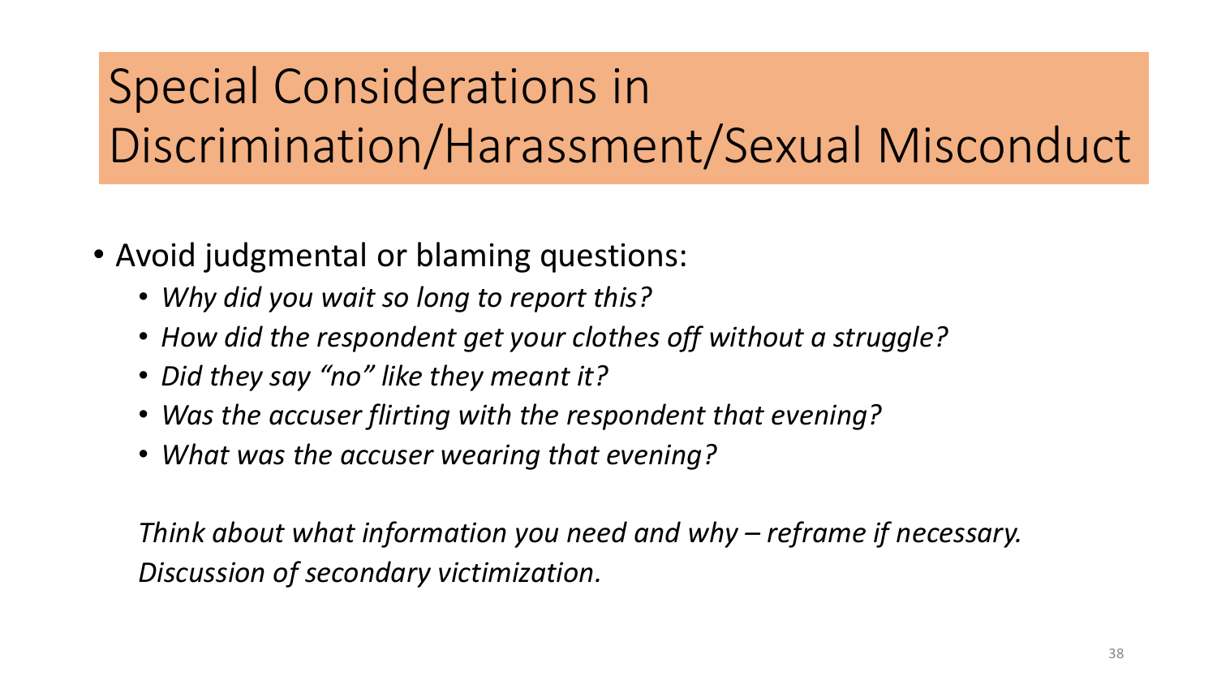# Special Considerations in Discrimination/Harassment/Sexual Misconduct

- Avoid judgmental or blaming questions:
  - *Why did you wait so long to report this?*
  - *How did the respondent get your clothes off without a struggle?*
  - *Did they say "no" like they meant it?*
  - *Was the accuser flirting with the respondent that evening?*
  - *What was the accuser wearing that evening?*

*Think about what information you need and why – reframe if necessary.*

*Discussion of secondary victimization.*